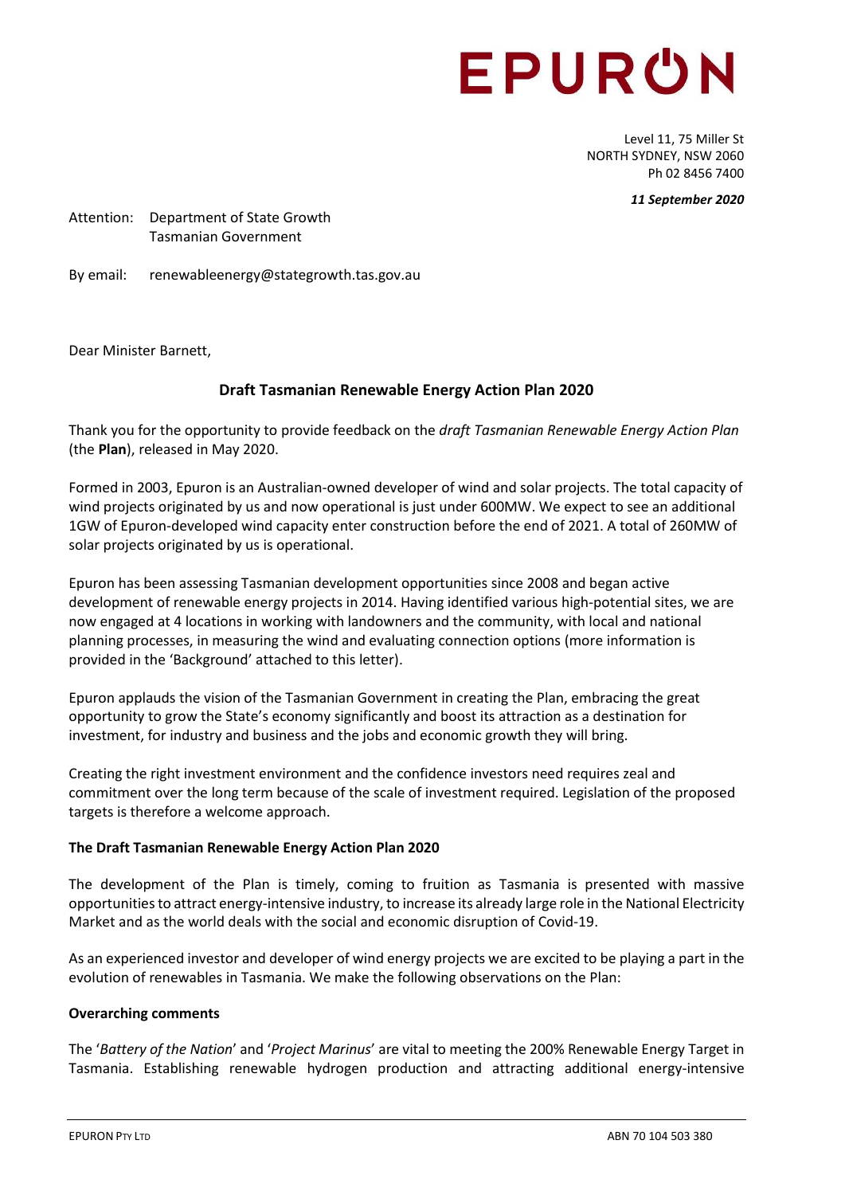# EPURON

Level 11, 75 Miller St
NORTH SYDNEY, NSW 2060
Ph 02 8456 7400

***11 September 2020***

Attention: Department of State Growth
Tasmanian Government

By email: renewableenergy@stategrowth.tas.gov.au

Dear Minister Barnett,

## Draft Tasmanian Renewable Energy Action Plan 2020

Thank you for the opportunity to provide feedback on the *draft Tasmanian Renewable Energy Action Plan* (the **Plan**), released in May 2020.

Formed in 2003, Epuron is an Australian-owned developer of wind and solar projects. The total capacity of wind projects originated by us and now operational is just under 600MW. We expect to see an additional 1GW of Epuron-developed wind capacity enter construction before the end of 2021. A total of 260MW of solar projects originated by us is operational.

Epuron has been assessing Tasmanian development opportunities since 2008 and began active development of renewable energy projects in 2014. Having identified various high-potential sites, we are now engaged at 4 locations in working with landowners and the community, with local and national planning processes, in measuring the wind and evaluating connection options (more information is provided in the 'Background' attached to this letter).

Epuron applauds the vision of the Tasmanian Government in creating the Plan, embracing the great opportunity to grow the State's economy significantly and boost its attraction as a destination for investment, for industry and business and the jobs and economic growth they will bring.

Creating the right investment environment and the confidence investors need requires zeal and commitment over the long term because of the scale of investment required. Legislation of the proposed targets is therefore a welcome approach.

### The Draft Tasmanian Renewable Energy Action Plan 2020

The development of the Plan is timely, coming to fruition as Tasmania is presented with massive opportunities to attract energy-intensive industry, to increase its already large role in the National Electricity Market and as the world deals with the social and economic disruption of Covid-19.

As an experienced investor and developer of wind energy projects we are excited to be playing a part in the evolution of renewables in Tasmania. We make the following observations on the Plan:

### Overarching comments

The '*Battery of the Nation*' and '*Project Marinus*' are vital to meeting the 200% Renewable Energy Target in Tasmania. Establishing renewable hydrogen production and attracting additional energy-intensive

EPURON PTY LTD ABN 70 104 503 380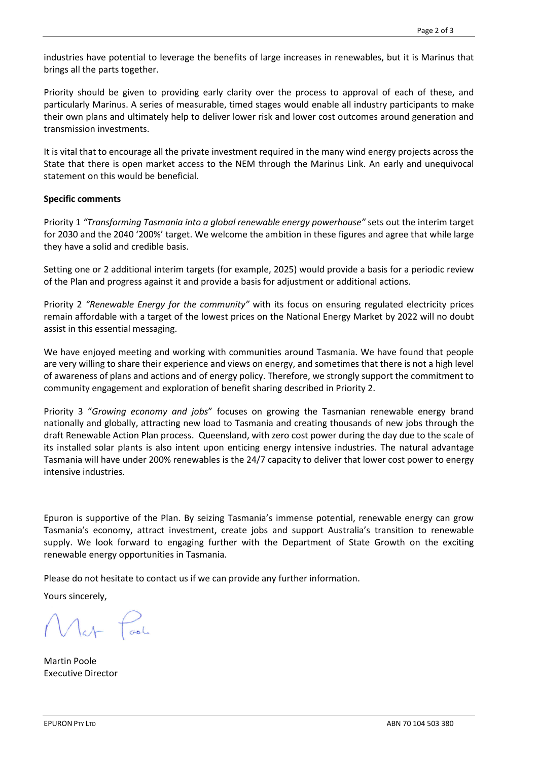industries have potential to leverage the benefits of large increases in renewables, but it is Marinus that brings all the parts together.

Priority should be given to providing early clarity over the process to approval of each of these, and particularly Marinus. A series of measurable, timed stages would enable all industry participants to make their own plans and ultimately help to deliver lower risk and lower cost outcomes around generation and transmission investments.

It is vital that to encourage all the private investment required in the many wind energy projects across the State that there is open market access to the NEM through the Marinus Link. An early and unequivocal statement on this would be beneficial.

**Specific comments**

Priority 1 *"Transforming Tasmania into a global renewable energy powerhouse"* sets out the interim target for 2030 and the 2040 '200%' target. We welcome the ambition in these figures and agree that while large they have a solid and credible basis.

Setting one or 2 additional interim targets (for example, 2025) would provide a basis for a periodic review of the Plan and progress against it and provide a basis for adjustment or additional actions.

Priority 2 *"Renewable Energy for the community"* with its focus on ensuring regulated electricity prices remain affordable with a target of the lowest prices on the National Energy Market by 2022 will no doubt assist in this essential messaging.

We have enjoyed meeting and working with communities around Tasmania. We have found that people are very willing to share their experience and views on energy, and sometimes that there is not a high level of awareness of plans and actions and of energy policy. Therefore, we strongly support the commitment to community engagement and exploration of benefit sharing described in Priority 2.

Priority 3 "*Growing economy and jobs*" focuses on growing the Tasmanian renewable energy brand nationally and globally, attracting new load to Tasmania and creating thousands of new jobs through the draft Renewable Action Plan process. Queensland, with zero cost power during the day due to the scale of its installed solar plants is also intent upon enticing energy intensive industries. The natural advantage Tasmania will have under 200% renewables is the 24/7 capacity to deliver that lower cost power to energy intensive industries.

Epuron is supportive of the Plan. By seizing Tasmania's immense potential, renewable energy can grow Tasmania's economy, attract investment, create jobs and support Australia's transition to renewable supply. We look forward to engaging further with the Department of State Growth on the exciting renewable energy opportunities in Tasmania.

Please do not hesitate to contact us if we can provide any further information.

Yours sincerely,

Martin Poole
Executive Director

EPURON PTY LTD ABN 70 104 503 380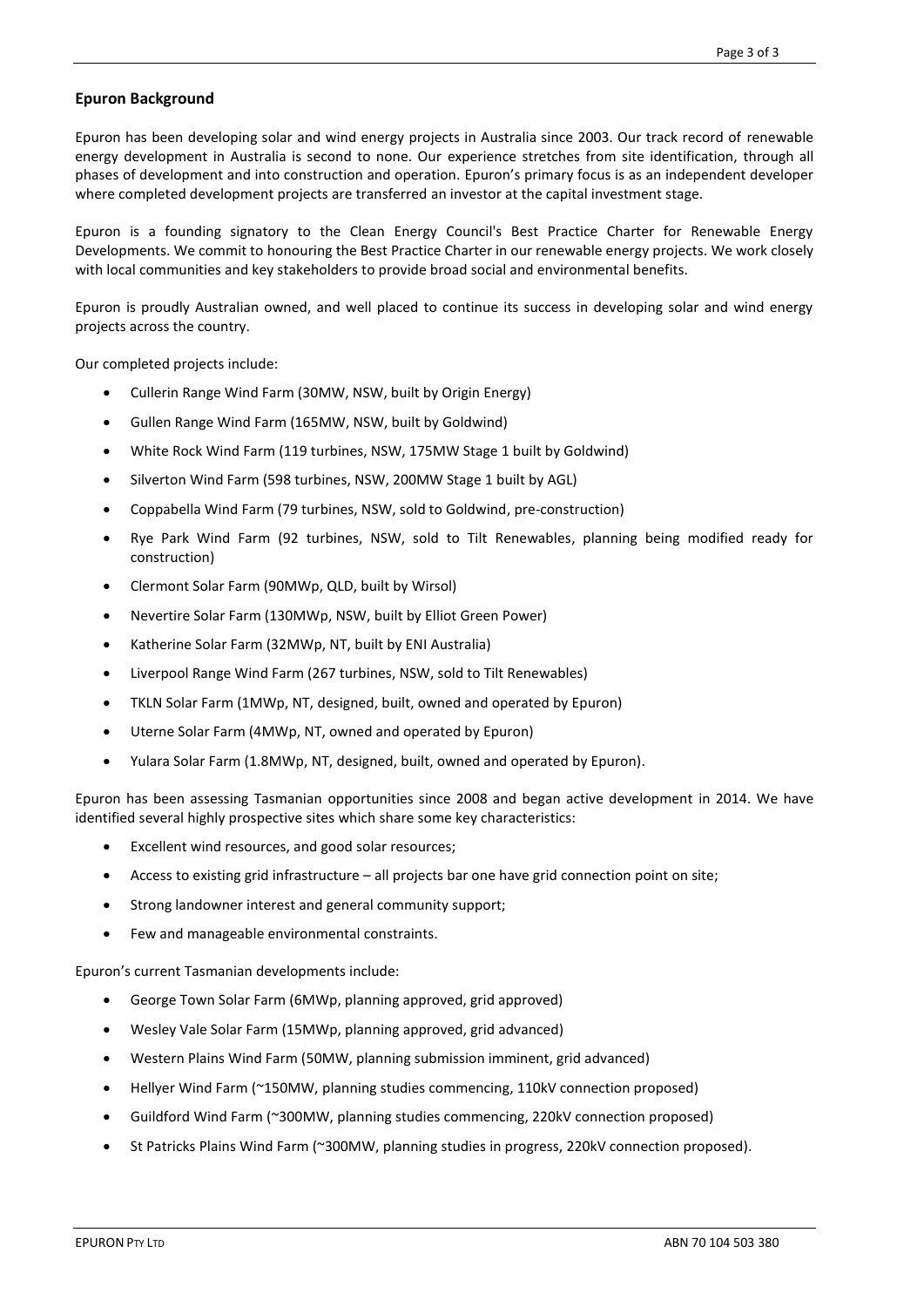## Epuron Background

Epuron has been developing solar and wind energy projects in Australia since 2003. Our track record of renewable energy development in Australia is second to none. Our experience stretches from site identification, through all phases of development and into construction and operation. Epuron's primary focus is as an independent developer where completed development projects are transferred an investor at the capital investment stage.

Epuron is a founding signatory to the Clean Energy Council's Best Practice Charter for Renewable Energy Developments. We commit to honouring the Best Practice Charter in our renewable energy projects. We work closely with local communities and key stakeholders to provide broad social and environmental benefits.

Epuron is proudly Australian owned, and well placed to continue its success in developing solar and wind energy projects across the country.

Our completed projects include:

- Cullerin Range Wind Farm (30MW, NSW, built by Origin Energy)
- Gullen Range Wind Farm (165MW, NSW, built by Goldwind)
- White Rock Wind Farm (119 turbines, NSW, 175MW Stage 1 built by Goldwind)
- Silverton Wind Farm (598 turbines, NSW, 200MW Stage 1 built by AGL)
- Coppabella Wind Farm (79 turbines, NSW, sold to Goldwind, pre-construction)
- Rye Park Wind Farm (92 turbines, NSW, sold to Tilt Renewables, planning being modified ready for construction)
- Clermont Solar Farm (90MWp, QLD, built by Wirsol)
- Nevertire Solar Farm (130MWp, NSW, built by Elliot Green Power)
- Katherine Solar Farm (32MWp, NT, built by ENI Australia)
- Liverpool Range Wind Farm (267 turbines, NSW, sold to Tilt Renewables)
- TKLN Solar Farm (1MWp, NT, designed, built, owned and operated by Epuron)
- Uterne Solar Farm (4MWp, NT, owned and operated by Epuron)
- Yulara Solar Farm (1.8MWp, NT, designed, built, owned and operated by Epuron).

Epuron has been assessing Tasmanian opportunities since 2008 and began active development in 2014. We have identified several highly prospective sites which share some key characteristics:

- Excellent wind resources, and good solar resources;
- Access to existing grid infrastructure – all projects bar one have grid connection point on site;
- Strong landowner interest and general community support;
- Few and manageable environmental constraints.

Epuron's current Tasmanian developments include:

- George Town Solar Farm (6MWp, planning approved, grid approved)
- Wesley Vale Solar Farm (15MWp, planning approved, grid advanced)
- Western Plains Wind Farm (50MW, planning submission imminent, grid advanced)
- Hellyer Wind Farm (~150MW, planning studies commencing, 110kV connection proposed)
- Guildford Wind Farm (~300MW, planning studies commencing, 220kV connection proposed)
- St Patricks Plains Wind Farm (~300MW, planning studies in progress, 220kV connection proposed).